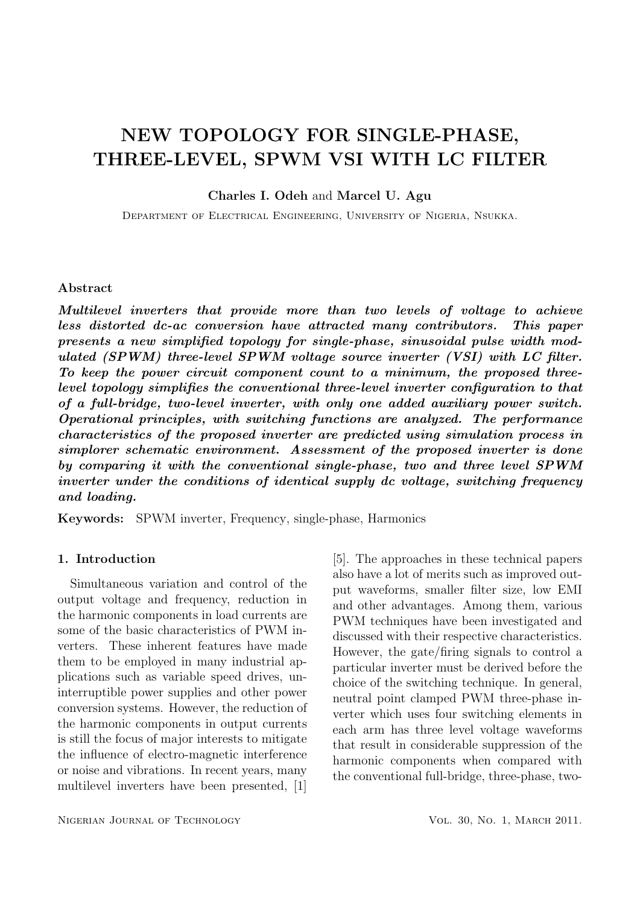# NEW TOPOLOGY FOR SINGLE-PHASE, THREE-LEVEL, SPWM VSI WITH LC FILTER

**Charles I. Odeh** and **Marcel U. Agu**

Department of Electrical Engineering, University of Nigeria, Nsukka.

## Abstract

***Multilevel inverters that provide more than two levels of voltage to achieve less distorted dc-ac conversion have attracted many contributors. This paper presents a new simplified topology for single-phase, sinusoidal pulse width modulated (SPWM) three-level SPWM voltage source inverter (VSI) with LC filter. To keep the power circuit component count to a minimum, the proposed three-level topology simplifies the conventional three-level inverter configuration to that of a full-bridge, two-level inverter, with only one added auxiliary power switch. Operational principles, with switching functions are analyzed. The performance characteristics of the proposed inverter are predicted using simulation process in simplorer schematic environment. Assessment of the proposed inverter is done by comparing it with the conventional single-phase, two and three level SPWM inverter under the conditions of identical supply dc voltage, switching frequency and loading.***

**Keywords:** SPWM inverter, Frequency, single-phase, Harmonics

## 1. Introduction

Simultaneous variation and control of the output voltage and frequency, reduction in the harmonic components in load currents are some of the basic characteristics of PWM inverters. These inherent features have made them to be employed in many industrial applications such as variable speed drives, uninterruptible power supplies and other power conversion systems. However, the reduction of the harmonic components in output currents is still the focus of major interests to mitigate the influence of electro-magnetic interference or noise and vibrations. In recent years, many multilevel inverters have been presented, [1] [5]. The approaches in these technical papers also have a lot of merits such as improved output waveforms, smaller filter size, low EMI and other advantages. Among them, various PWM techniques have been investigated and discussed with their respective characteristics. However, the gate/firing signals to control a particular inverter must be derived before the choice of the switching technique. In general, neutral point clamped PWM three-phase inverter which uses four switching elements in each arm has three level voltage waveforms that result in considerable suppression of the harmonic components when compared with the conventional full-bridge, three-phase, two-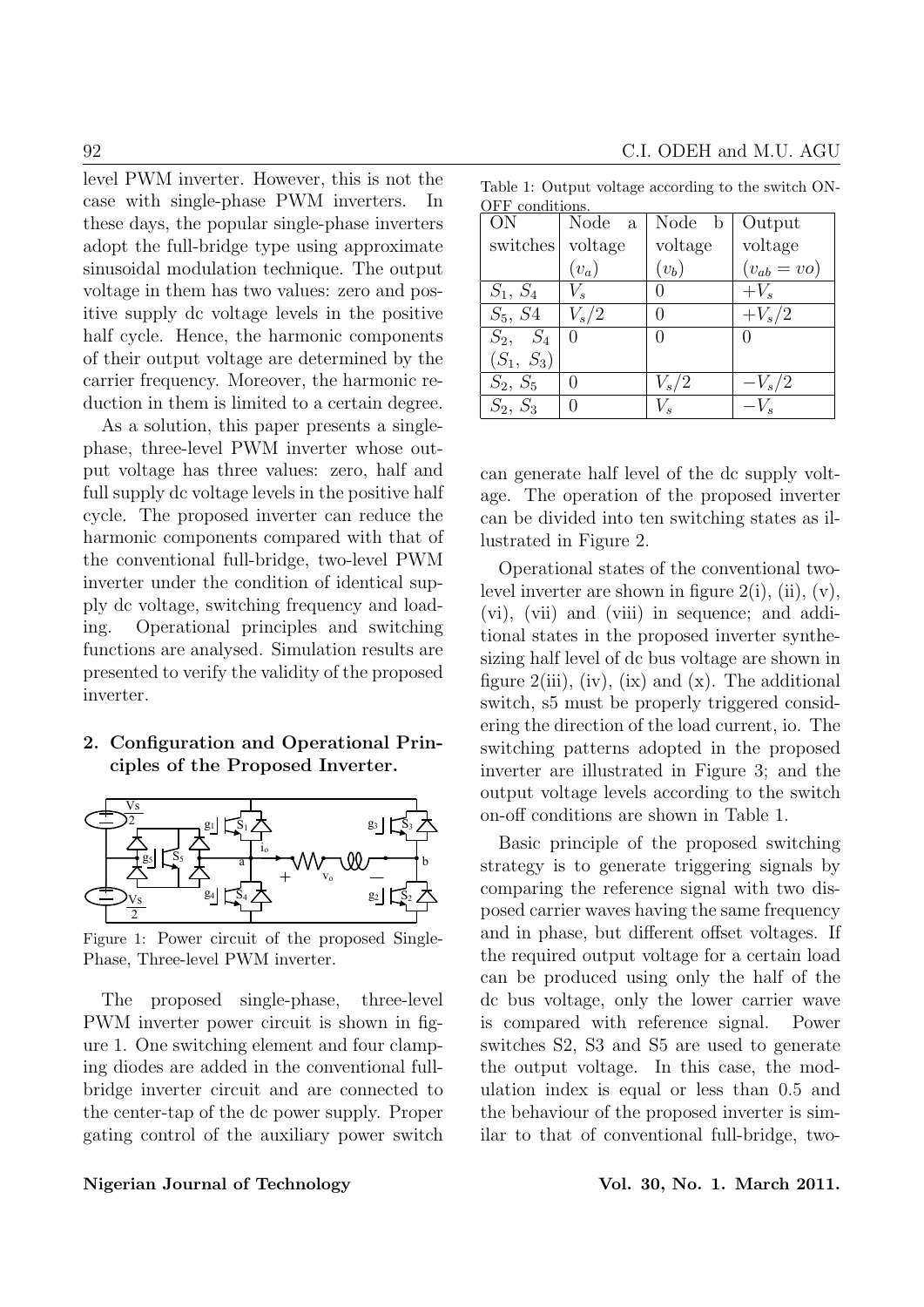level PWM inverter. However, this is not the case with single-phase PWM inverters. In these days, the popular single-phase inverters adopt the full-bridge type using approximate sinusoidal modulation technique. The output voltage in them has two values: zero and positive supply dc voltage levels in the positive half cycle. Hence, the harmonic components of their output voltage are determined by the carrier frequency. Moreover, the harmonic reduction in them is limited to a certain degree.

As a solution, this paper presents a single-phase, three-level PWM inverter whose output voltage has three values: zero, half and full supply dc voltage levels in the positive half cycle. The proposed inverter can reduce the harmonic components compared with that of the conventional full-bridge, two-level PWM inverter under the condition of identical supply dc voltage, switching frequency and loading. Operational principles and switching functions are analysed. Simulation results are presented to verify the validity of the proposed inverter.

## 2. Configuration and Operational Principles of the Proposed Inverter.

Figure 1: Power circuit of the proposed Single-Phase, Three-level PWM inverter.

The proposed single-phase, three-level PWM inverter power circuit is shown in figure 1. One switching element and four clamping diodes are added in the conventional full-bridge inverter circuit and are connected to the center-tap of the dc power supply. Proper gating control of the auxiliary power switch can generate half level of the dc supply voltage. The operation of the proposed inverter can be divided into ten switching states as illustrated in Figure 2.

Table 1: Output voltage according to the switch ON-OFF conditions.

| ON switches | Node a voltage ($v_a$) | Node b voltage ($v_b$) | Output voltage ($v_{ab} = vo$) |
|---|---|---|---|
| $S_1$, $S_4$ | $V_s$ | 0 | $+V_s$ |
| $S_5$, $S4$ | $V_s/2$ | 0 | $+V_s/2$ |
| $S_2$, $S_4$ ($S_1$, $S_3$) | 0 | 0 | 0 |
| $S_2$, $S_5$ | 0 | $V_s/2$ | $-V_s/2$ |
| $S_2$, $S_3$ | 0 | $V_s$ | $-V_s$ |

Operational states of the conventional two-level inverter are shown in figure 2(i), (ii), (v), (vi), (vii) and (viii) in sequence; and additional states in the proposed inverter synthesizing half level of dc bus voltage are shown in figure 2(iii), (iv), (ix) and (x). The additional switch, s5 must be properly triggered considering the direction of the load current, io. The switching patterns adopted in the proposed inverter are illustrated in Figure 3; and the output voltage levels according to the switch on-off conditions are shown in Table 1.

Basic principle of the proposed switching strategy is to generate triggering signals by comparing the reference signal with two disposed carrier waves having the same frequency and in phase, but different offset voltages. If the required output voltage for a certain load can be produced using only the half of the dc bus voltage, only the lower carrier wave is compared with reference signal. Power switches S2, S3 and S5 are used to generate the output voltage. In this case, the modulation index is equal or less than 0.5 and the behaviour of the proposed inverter is similar to that of conventional full-bridge, two-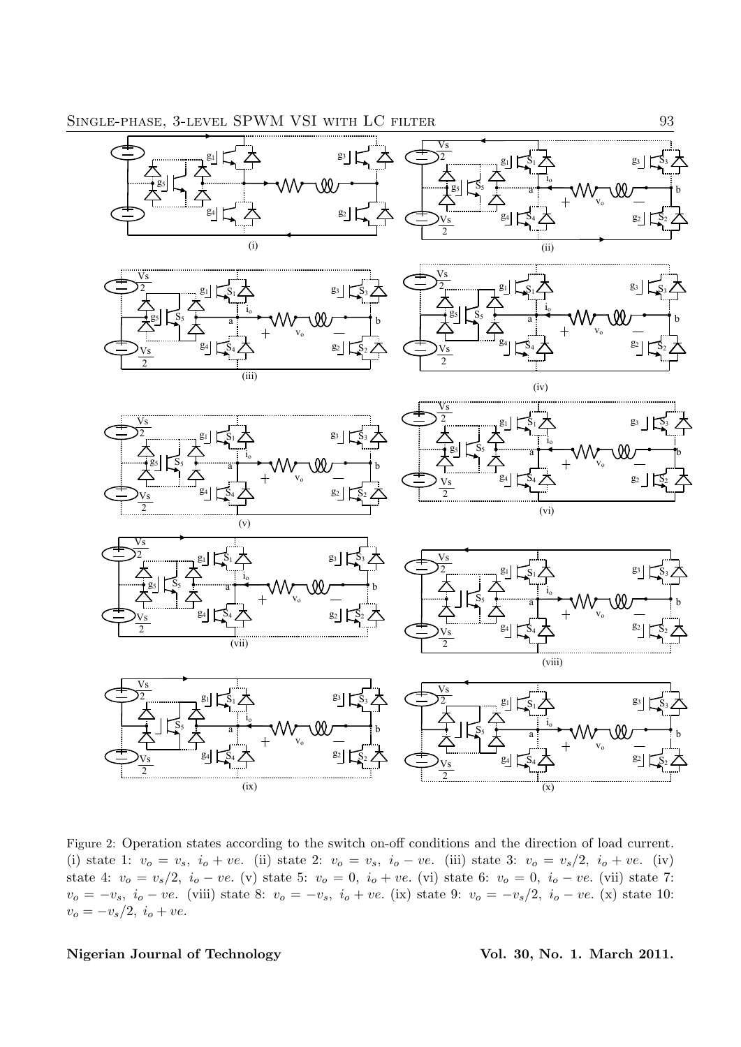Figure 2: Operation states according to the switch on-off conditions and the direction of load current. (i) state 1: $v_o = v_s,\ i_o + ve$. (ii) state 2: $v_o = v_s,\ i_o - ve$. (iii) state 3: $v_o = v_s/2,\ i_o + ve$. (iv) state 4: $v_o = v_s/2,\ i_o - ve$. (v) state 5: $v_o = 0,\ i_o + ve$. (vi) state 6: $v_o = 0,\ i_o - ve$. (vii) state 7: $v_o = -v_s,\ i_o - ve$. (viii) state 8: $v_o = -v_s,\ i_o + ve$. (ix) state 9: $v_o = -v_s/2,\ i_o - ve$. (x) state 10: $v_o = -v_s/2,\ i_o + ve$.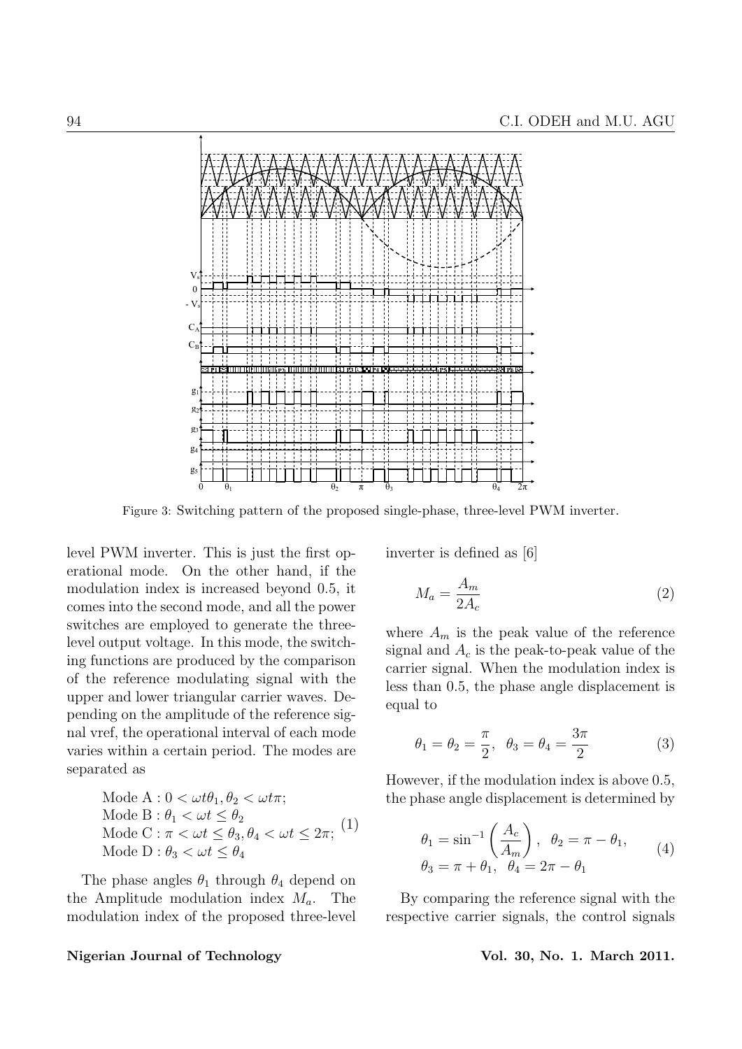Figure 3: Switching pattern of the proposed single-phase, three-level PWM inverter.

level PWM inverter. This is just the first operational mode. On the other hand, if the modulation index is increased beyond 0.5, it comes into the second mode, and all the power switches are employed to generate the three-level output voltage. In this mode, the switching functions are produced by the comparison of the reference modulating signal with the upper and lower triangular carrier waves. Depending on the amplitude of the reference signal vref, the operational interval of each mode varies within a certain period. The modes are separated as

$$\begin{aligned}
&\text{Mode A} : 0 < \omega t \theta_1, \theta_2 < \omega t \pi; \\
&\text{Mode B} : \theta_1 < \omega t \leq \theta_2 \\
&\text{Mode C} : \pi < \omega t \leq \theta_3, \theta_4 < \omega t \leq 2\pi; \\
&\text{Mode D} : \theta_3 < \omega t \leq \theta_4
\end{aligned} \tag{1}$$

The phase angles $\theta_1$ through $\theta_4$ depend on the Amplitude modulation index $M_a$. The modulation index of the proposed three-level inverter is defined as [6]

$$M_a = \frac{A_m}{2A_c} \tag{2}$$

where $A_m$ is the peak value of the reference signal and $A_c$ is the peak-to-peak value of the carrier signal. When the modulation index is less than 0.5, the phase angle displacement is equal to

$$\theta_1 = \theta_2 = \frac{\pi}{2}, \quad \theta_3 = \theta_4 = \frac{3\pi}{2} \tag{3}$$

However, if the modulation index is above 0.5, the phase angle displacement is determined by

$$\begin{aligned}
&\theta_1 = \sin^{-1}\left(\frac{A_c}{A_m}\right), \quad \theta_2 = \pi - \theta_1, \\
&\theta_3 = \pi + \theta_1, \quad \theta_4 = 2\pi - \theta_1
\end{aligned} \tag{4}$$

By comparing the reference signal with the respective carrier signals, the control signals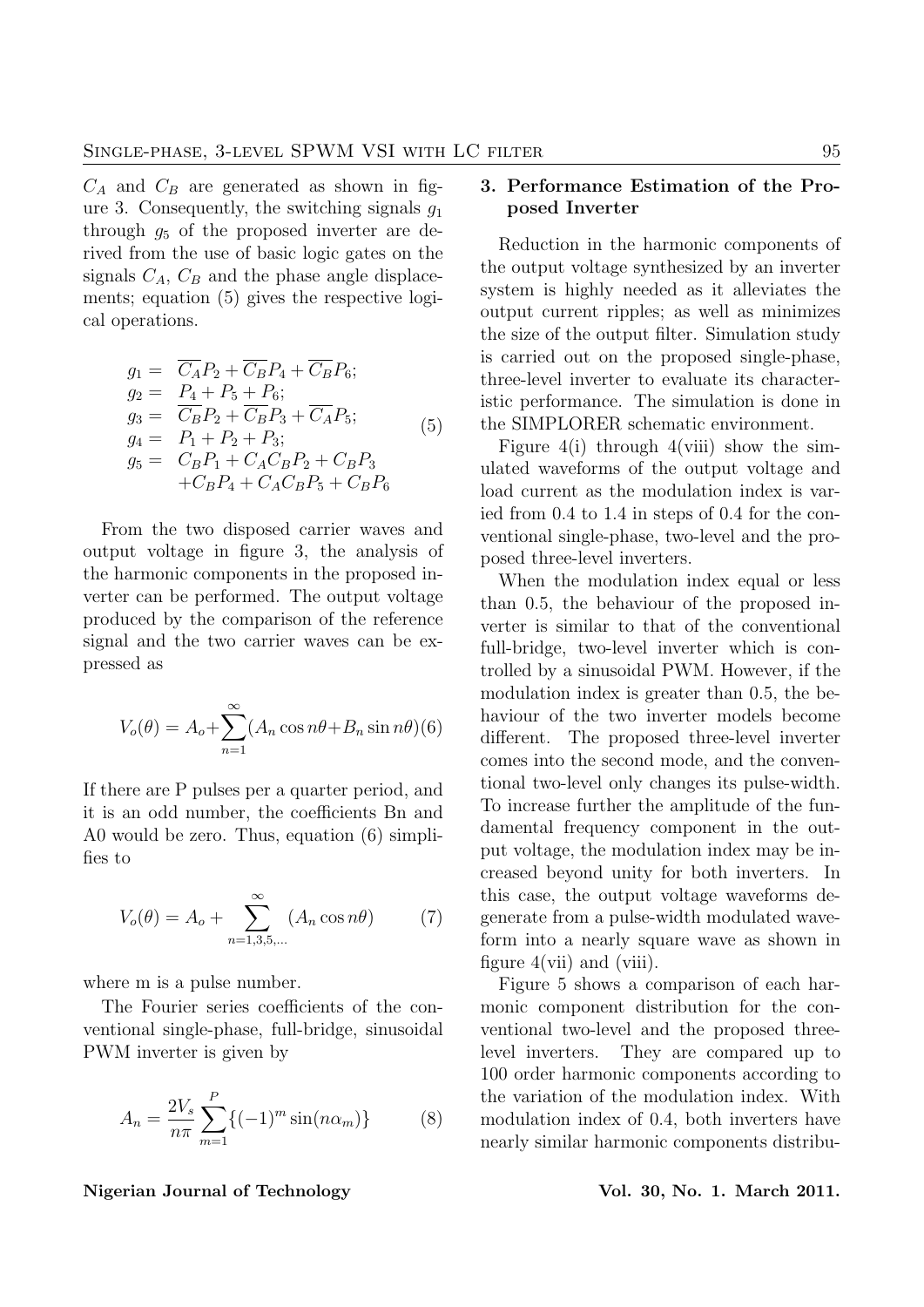$C_A$ and $C_B$ are generated as shown in figure 3. Consequently, the switching signals $g_1$ through $g_5$ of the proposed inverter are derived from the use of basic logic gates on the signals $C_A$, $C_B$ and the phase angle displacements; equation (5) gives the respective logical operations.

$$
\begin{aligned}
g_1 &= \overline{C_A}P_2 + \overline{C_B}P_4 + \overline{C_B}P_6; \\
g_2 &= P_4 + P_5 + P_6; \\
g_3 &= \overline{C_B}P_2 + \overline{C_B}P_3 + \overline{C_A}P_5; \\
g_4 &= P_1 + P_2 + P_3; \\
g_5 &= C_BP_1 + C_AC_BP_2 + C_BP_3 \\
&\quad + C_BP_4 + C_AC_BP_5 + C_BP_6
\end{aligned} \tag{5}
$$

From the two disposed carrier waves and output voltage in figure 3, the analysis of the harmonic components in the proposed inverter can be performed. The output voltage produced by the comparison of the reference signal and the two carrier waves can be expressed as

$$V_o(\theta) = A_o + \sum_{n=1}^{\infty}(A_n \cos n\theta + B_n \sin n\theta) \tag{6}$$

If there are P pulses per a quarter period, and it is an odd number, the coefficients Bn and A0 would be zero. Thus, equation (6) simplifies to

$$V_o(\theta) = A_o + \sum_{n=1,3,5,...}^{\infty}(A_n \cos n\theta) \tag{7}$$

where m is a pulse number.

The Fourier series coefficients of the conventional single-phase, full-bridge, sinusoidal PWM inverter is given by

$$A_n = \frac{2V_s}{n\pi}\sum_{m=1}^{P}\{(-1)^m \sin(n\alpha_m)\} \tag{8}$$

## 3. Performance Estimation of the Proposed Inverter

Reduction in the harmonic components of the output voltage synthesized by an inverter system is highly needed as it alleviates the output current ripples; as well as minimizes the size of the output filter. Simulation study is carried out on the proposed single-phase, three-level inverter to evaluate its characteristic performance. The simulation is done in the SIMPLORER schematic environment.

Figure 4(i) through 4(viii) show the simulated waveforms of the output voltage and load current as the modulation index is varied from 0.4 to 1.4 in steps of 0.4 for the conventional single-phase, two-level and the proposed three-level inverters.

When the modulation index equal or less than 0.5, the behaviour of the proposed inverter is similar to that of the conventional full-bridge, two-level inverter which is controlled by a sinusoidal PWM. However, if the modulation index is greater than 0.5, the behaviour of the two inverter models become different. The proposed three-level inverter comes into the second mode, and the conventional two-level only changes its pulse-width. To increase further the amplitude of the fundamental frequency component in the output voltage, the modulation index may be increased beyond unity for both inverters. In this case, the output voltage waveforms degenerate from a pulse-width modulated waveform into a nearly square wave as shown in figure 4(vii) and (viii).

Figure 5 shows a comparison of each harmonic component distribution for the conventional two-level and the proposed three-level inverters. They are compared up to 100 order harmonic components according to the variation of the modulation index. With modulation index of 0.4, both inverters have nearly similar harmonic components distribu-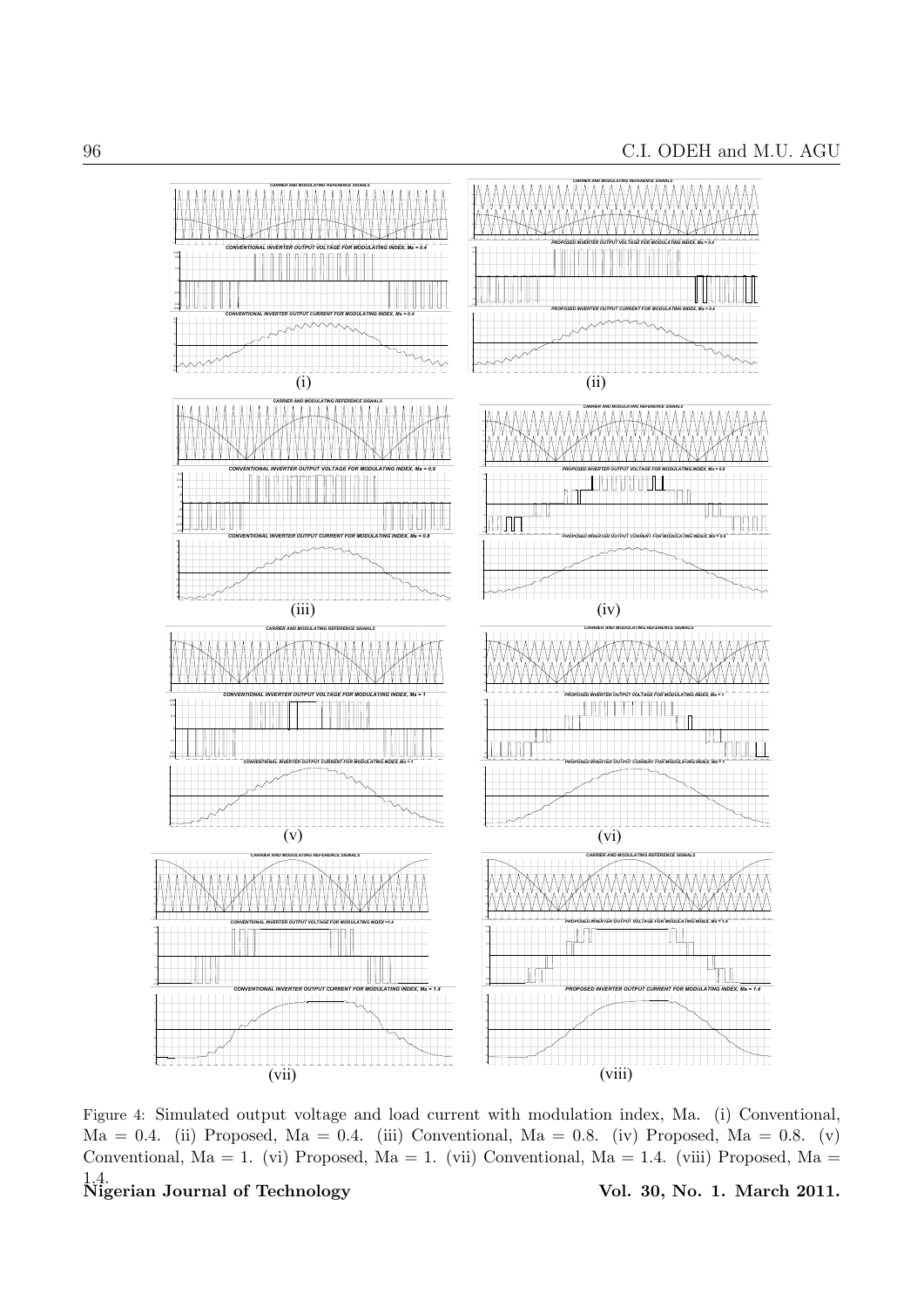Figure 4: Simulated output voltage and load current with modulation index, Ma. (i) Conventional, Ma = 0.4. (ii) Proposed, Ma = 0.4. (iii) Conventional, Ma = 0.8. (iv) Proposed, Ma = 0.8. (v) Conventional, Ma = 1. (vi) Proposed, Ma = 1. (vii) Conventional, Ma = 1.4. (viii) Proposed, Ma = 1.4.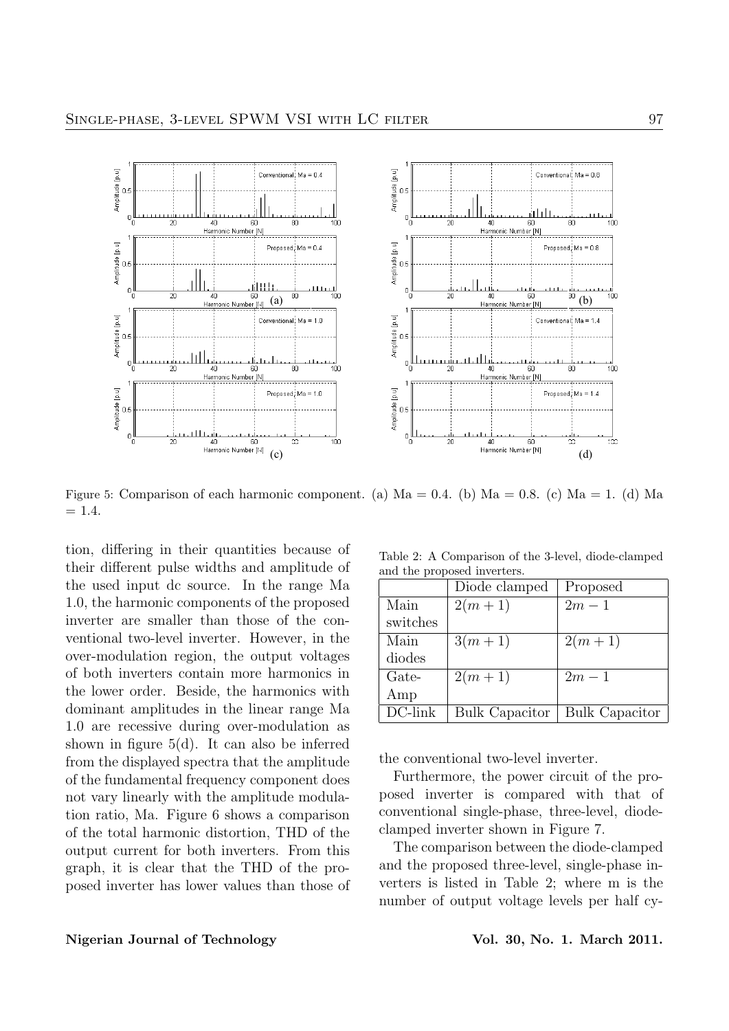Figure 5: Comparison of each harmonic component. (a) Ma = 0.4. (b) Ma = 0.8. (c) Ma = 1. (d) Ma = 1.4.

tion, differing in their quantities because of their different pulse widths and amplitude of the used input dc source. In the range Ma 1.0, the harmonic components of the proposed inverter are smaller than those of the conventional two-level inverter. However, in the over-modulation region, the output voltages of both inverters contain more harmonics in the lower order. Beside, the harmonics with dominant amplitudes in the linear range Ma 1.0 are recessive during over-modulation as shown in figure 5(d). It can also be inferred from the displayed spectra that the amplitude of the fundamental frequency component does not vary linearly with the amplitude modulation ratio, Ma. Figure 6 shows a comparison of the total harmonic distortion, THD of the output current for both inverters. From this graph, it is clear that the THD of the proposed inverter has lower values than those of the conventional two-level inverter.

Furthermore, the power circuit of the proposed inverter is compared with that of conventional single-phase, three-level, diode-clamped inverter shown in Figure 7.

The comparison between the diode-clamped and the proposed three-level, single-phase inverters is listed in Table 2; where m is the number of output voltage levels per half cy-

Table 2: A Comparison of the 3-level, diode-clamped and the proposed inverters.

| | Diode clamped | Proposed |
|---|---|---|
| Main switches | $2(m+1)$ | $2m-1$ |
| Main diodes | $3(m+1)$ | $2(m+1)$ |
| Gate-Amp | $2(m+1)$ | $2m-1$ |
| DC-link | Bulk Capacitor | Bulk Capacitor |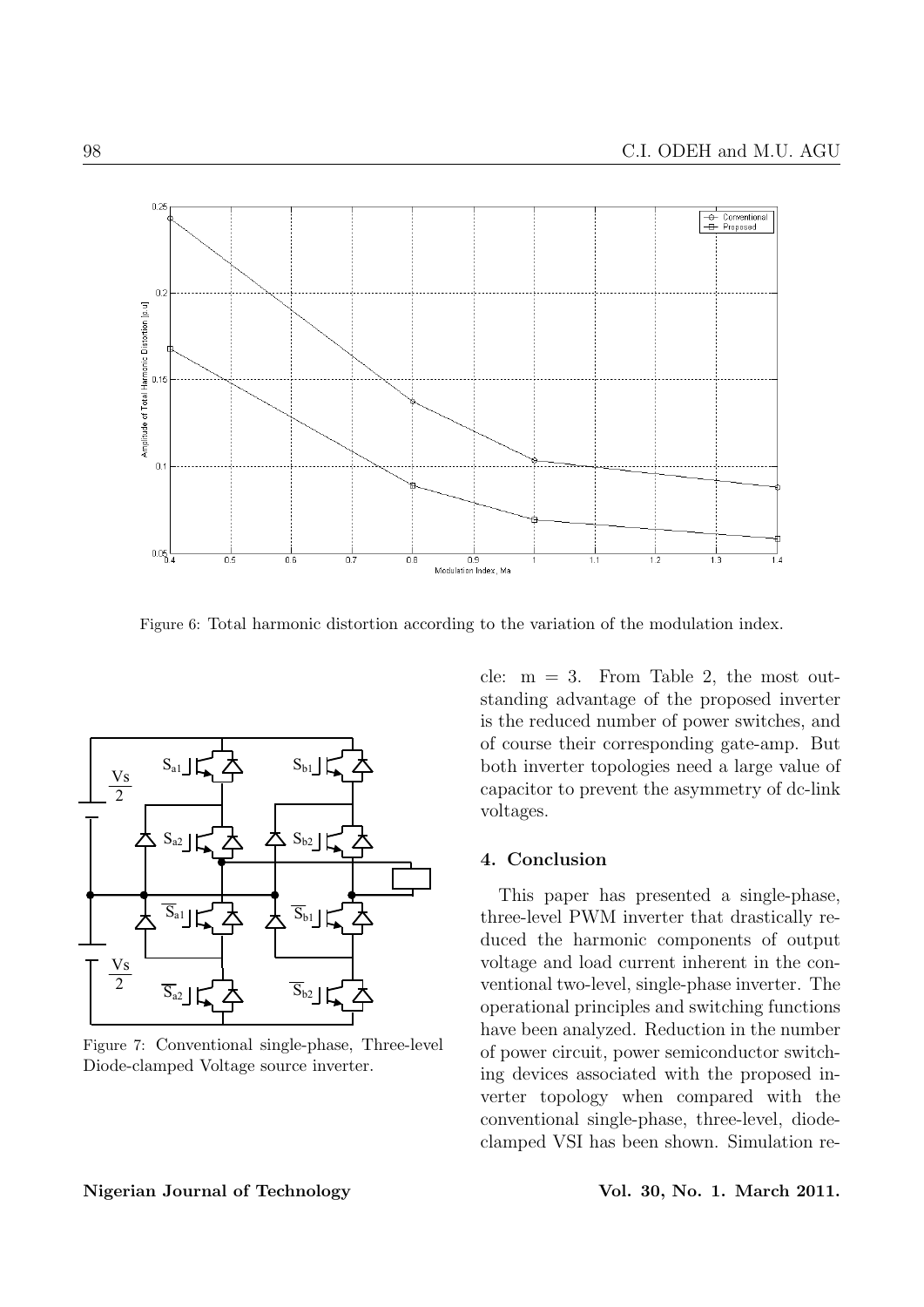Figure 6: Total harmonic distortion according to the variation of the modulation index.

Figure 7: Conventional single-phase, Three-level Diode-clamped Voltage source inverter.

cle: m = 3. From Table 2, the most outstanding advantage of the proposed inverter is the reduced number of power switches, and of course their corresponding gate-amp. But both inverter topologies need a large value of capacitor to prevent the asymmetry of dc-link voltages.

## 4. Conclusion

This paper has presented a single-phase, three-level PWM inverter that drastically reduced the harmonic components of output voltage and load current inherent in the conventional two-level, single-phase inverter. The operational principles and switching functions have been analyzed. Reduction in the number of power circuit, power semiconductor switching devices associated with the proposed inverter topology when compared with the conventional single-phase, three-level, diode-clamped VSI has been shown. Simulation re-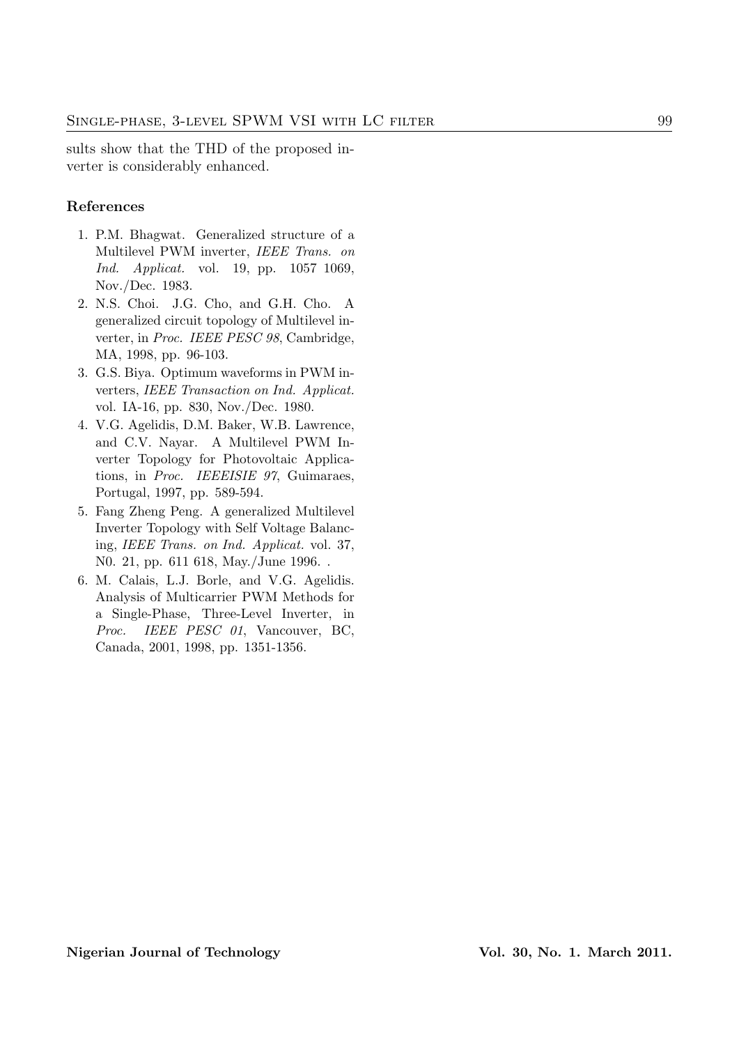sults show that the THD of the proposed inverter is considerably enhanced.

## References

1. P.M. Bhagwat. Generalized structure of a Multilevel PWM inverter, *IEEE Trans. on Ind. Applicat.* vol. 19, pp. 1057 1069, Nov./Dec. 1983.
2. N.S. Choi. J.G. Cho, and G.H. Cho. A generalized circuit topology of Multilevel inverter, in *Proc. IEEE PESC 98*, Cambridge, MA, 1998, pp. 96-103.
3. G.S. Biya. Optimum waveforms in PWM inverters, *IEEE Transaction on Ind. Applicat.* vol. IA-16, pp. 830, Nov./Dec. 1980.
4. V.G. Agelidis, D.M. Baker, W.B. Lawrence, and C.V. Nayar. A Multilevel PWM Inverter Topology for Photovoltaic Applications, in *Proc. IEEEISIE 97*, Guimaraes, Portugal, 1997, pp. 589-594.
5. Fang Zheng Peng. A generalized Multilevel Inverter Topology with Self Voltage Balancing, *IEEE Trans. on Ind. Applicat.* vol. 37, N0. 21, pp. 611 618, May./June 1996. .
6. M. Calais, L.J. Borle, and V.G. Agelidis. Analysis of Multicarrier PWM Methods for a Single-Phase, Three-Level Inverter, in *Proc. IEEE PESC 01*, Vancouver, BC, Canada, 2001, 1998, pp. 1351-1356.